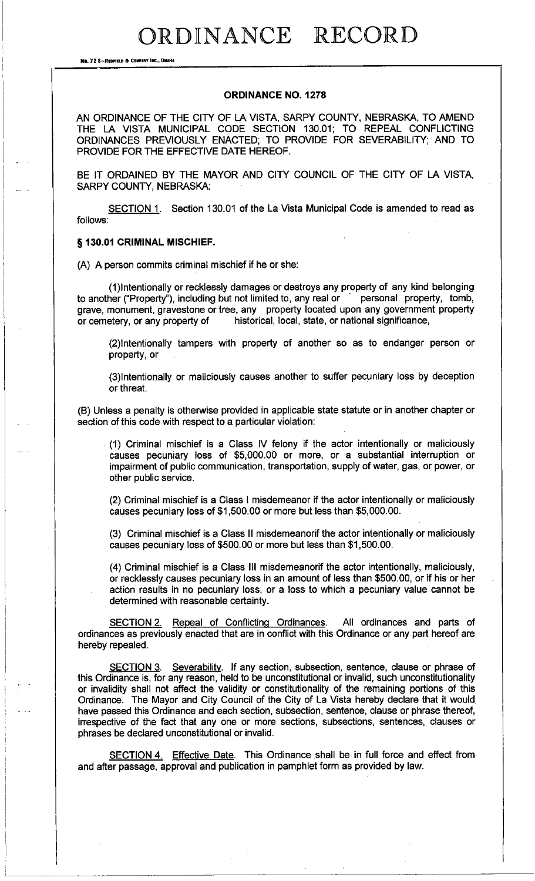# ORDINANCE RECORD

No. 72 8—REDFIELD & COMPANY INC., OMAHA

## ORDINANCE NO. 1278

AN ORDINANCE OF THE CITY OF LA VISTA, SARPY COUNTY, NEBRASKA, TO AMEND THE LA VISTA MUNICIPAL CODE SECTION 130.01; TO REPEAL CONFLICTING ORDINANCES PREVIOUSLY ENACTED; TO PROVIDE FOR SEVERABILITY; AND TO PROVIDE FOR THE EFFECTIVE DATE HEREOF.

BE IT ORDAINED BY THE MAYOR AND CITY COUNCIL OF THE CITY OF LA VISTA, SARPY COUNTY, NEBRASKA:

SECTION 1. Section 130.01 of the La Vista Municipal Code is amended to read as follows:

**§ 130.01 CRIMINAL MISCHIEF.**

(A) A person commits criminal mischief if he or she:

(1)Intentionally or recklessly damages or destroys any property of any kind belonging to another ("Property"), including but not limited to, any real or personal property, tomb, grave, monument, gravestone or tree, any property located upon any government property or cemetery, or any property of historical, local, state, or national significance,

(2)Intentionally tampers with property of another so as to endanger person or property, or

(3)Intentionally or maliciously causes another to suffer pecuniary loss by deception or threat.

(B) Unless a penalty is otherwise provided in applicable state statute or in another chapter or section of this code with respect to a particular violation:

(1) Criminal mischief is a Class IV felony if the actor intentionally or maliciously causes pecuniary loss of $5,000.00 or more, or a substantial interruption or impairment of public communication, transportation, supply of water, gas, or power, or other public service.

(2) Criminal mischief is a Class I misdemeanor if the actor intentionally or maliciously causes pecuniary loss of $1,500.00 or more but less than $5,000.00.

(3) Criminal mischief is a Class II misdemeanorif the actor intentionally or maliciously causes pecuniary loss of $500.00 or more but less than $1,500.00.

(4) Criminal mischief is a Class III misdemeanorif the actor intentionally, maliciously, or recklessly causes pecuniary loss in an amount of less than $500.00, or if his or her action results in no pecuniary loss, or a loss to which a pecuniary value cannot be determined with reasonable certainty.

SECTION 2. Repeal of Conflicting Ordinances. All ordinances and parts of ordinances as previously enacted that are in conflict with this Ordinance or any part hereof are hereby repealed.

SECTION 3. Severability. If any section, subsection, sentence, clause or phrase of this Ordinance is, for any reason, held to be unconstitutional or invalid, such unconstitutionality or invalidity shall not affect the validity or constitutionality of the remaining portions of this Ordinance. The Mayor and City Council of the City of La Vista hereby declare that it would have passed this Ordinance and each section, subsection, sentence, clause or phrase thereof, irrespective of the fact that any one or more sections, subsections, sentences, clauses or phrases be declared unconstitutional or invalid.

SECTION 4. Effective Date. This Ordinance shall be in full force and effect from and after passage, approval and publication in pamphlet form as provided by law.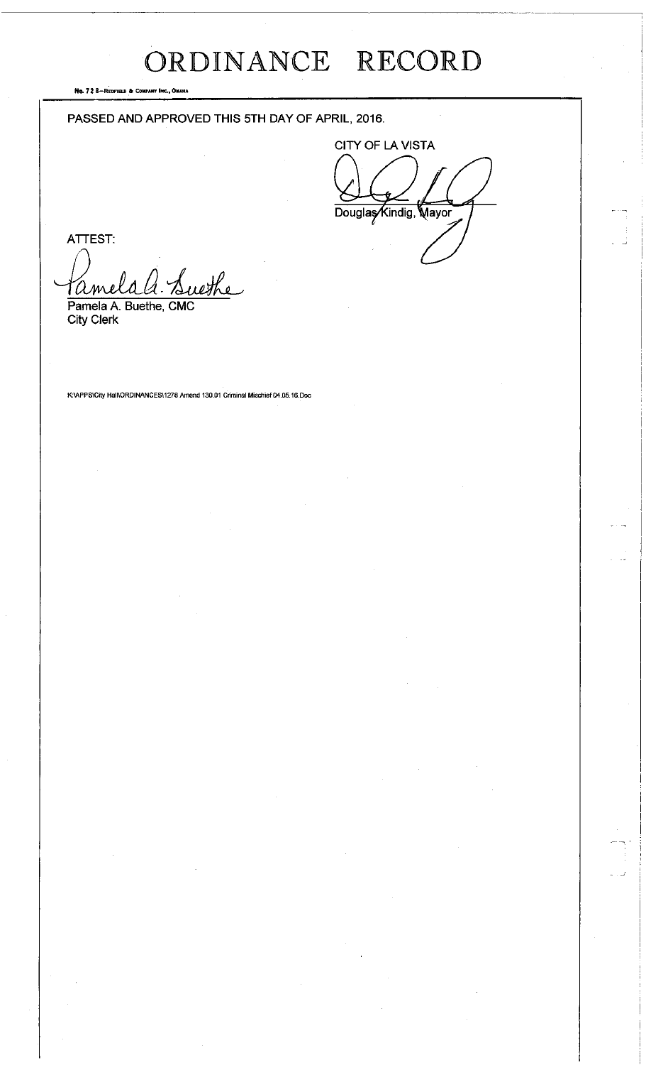# ORDINANCE RECORD

No. 72 8—Redfield & Company Inc., Omaha

PASSED AND APPROVED THIS 5TH DAY OF APRIL, 2016.

CITY OF LA VISTA

Douglas Kindig, Mayor

ATTEST:

Pamela A. Buethe, CMC
City Clerk

K:\APPS\City Hall\ORDINANCES\1276 Amend 130.01 Criminal Mischief 04.05.16.Doc